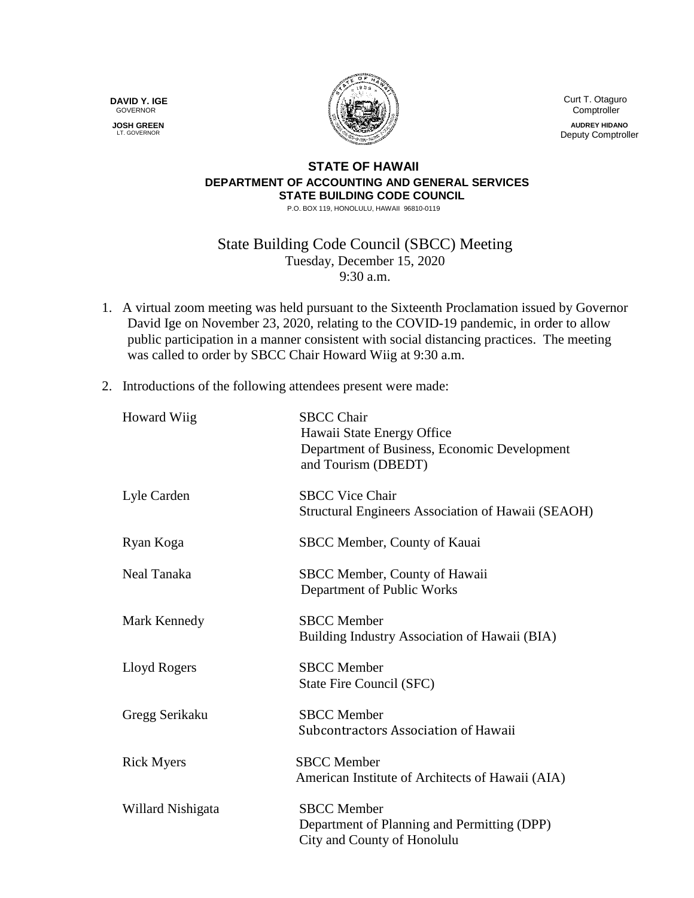**DAVID Y. IGE**
GOVERNOR

**JOSH GREEN**
LT. GOVERNOR

Curt T. Otaguro
Comptroller

**AUDREY HIDANO**
Deputy Comptroller

**STATE OF HAWAII**
**DEPARTMENT OF ACCOUNTING AND GENERAL SERVICES**
**STATE BUILDING CODE COUNCIL**
P.O. BOX 119, HONOLULU, HAWAII 96810-0119

# State Building Code Council (SBCC) Meeting

Tuesday, December 15, 2020
9:30 a.m.

1. A virtual zoom meeting was held pursuant to the Sixteenth Proclamation issued by Governor David Ige on November 23, 2020, relating to the COVID-19 pandemic, in order to allow public participation in a manner consistent with social distancing practices. The meeting was called to order by SBCC Chair Howard Wiig at 9:30 a.m.

2. Introductions of the following attendees present were made:

| | |
|---|---|
| Howard Wiig | SBCC Chair<br>Hawaii State Energy Office<br>Department of Business, Economic Development and Tourism (DBEDT) |
| Lyle Carden | SBCC Vice Chair<br>Structural Engineers Association of Hawaii (SEAOH) |
| Ryan Koga | SBCC Member, County of Kauai |
| Neal Tanaka | SBCC Member, County of Hawaii<br>Department of Public Works |
| Mark Kennedy | SBCC Member<br>Building Industry Association of Hawaii (BIA) |
| Lloyd Rogers | SBCC Member<br>State Fire Council (SFC) |
| Gregg Serikaku | SBCC Member<br>Subcontractors Association of Hawaii |
| Rick Myers | SBCC Member<br>American Institute of Architects of Hawaii (AIA) |
| Willard Nishigata | SBCC Member<br>Department of Planning and Permitting (DPP)<br>City and County of Honolulu |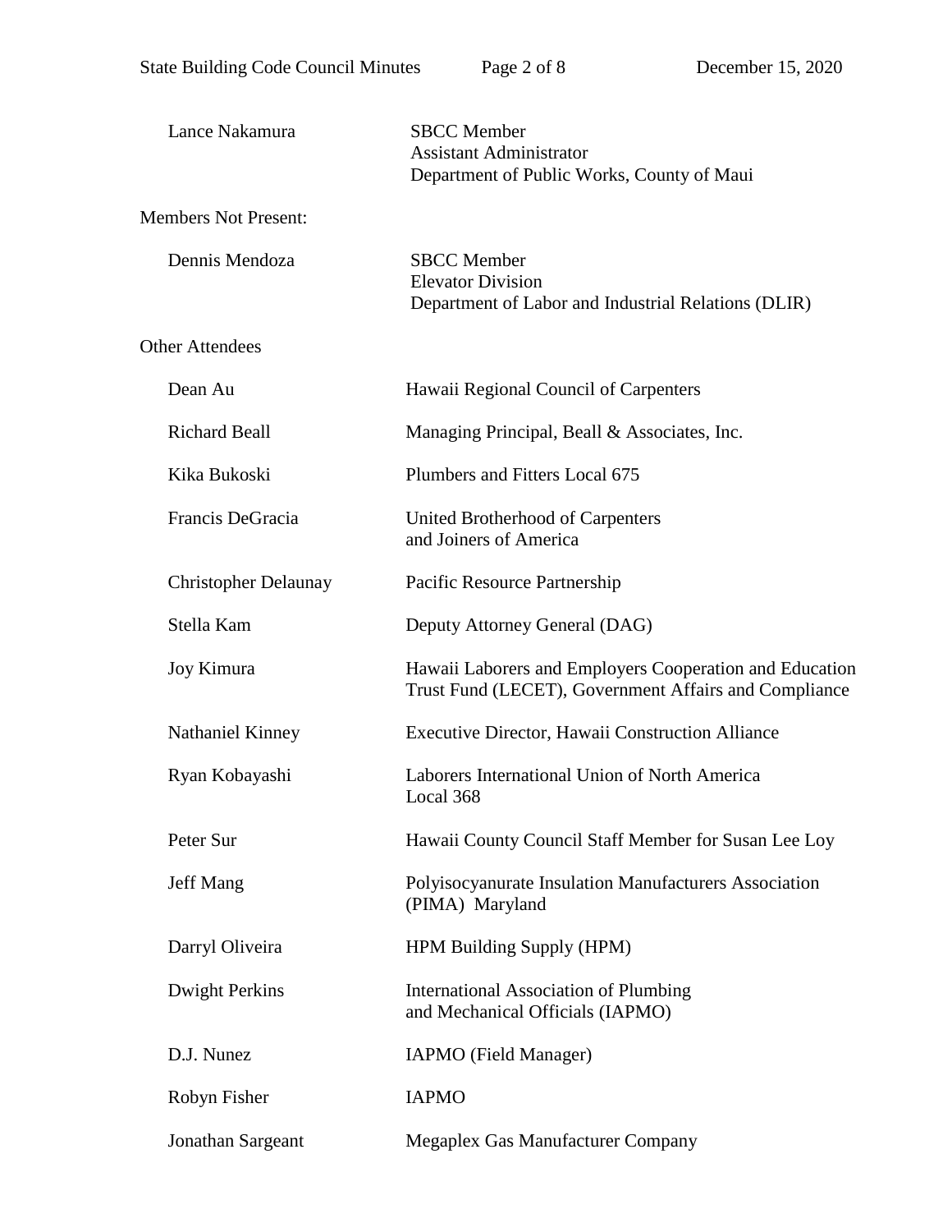| | |
|---|---|
| Lance Nakamura | SBCC Member<br>Assistant Administrator<br>Department of Public Works, County of Maui |

Members Not Present:

| | |
|---|---|
| Dennis Mendoza | SBCC Member<br>Elevator Division<br>Department of Labor and Industrial Relations (DLIR) |

Other Attendees

| | |
|---|---|
| Dean Au | Hawaii Regional Council of Carpenters |
| Richard Beall | Managing Principal, Beall & Associates, Inc. |
| Kika Bukoski | Plumbers and Fitters Local 675 |
| Francis DeGracia | United Brotherhood of Carpenters and Joiners of America |
| Christopher Delaunay | Pacific Resource Partnership |
| Stella Kam | Deputy Attorney General (DAG) |
| Joy Kimura | Hawaii Laborers and Employers Cooperation and Education Trust Fund (LECET), Government Affairs and Compliance |
| Nathaniel Kinney | Executive Director, Hawaii Construction Alliance |
| Ryan Kobayashi | Laborers International Union of North America Local 368 |
| Peter Sur | Hawaii County Council Staff Member for Susan Lee Loy |
| Jeff Mang | Polyisocyanurate Insulation Manufacturers Association (PIMA) Maryland |
| Darryl Oliveira | HPM Building Supply (HPM) |
| Dwight Perkins | International Association of Plumbing and Mechanical Officials (IAPMO) |
| D.J. Nunez | IAPMO (Field Manager) |
| Robyn Fisher | IAPMO |
| Jonathan Sargeant | Megaplex Gas Manufacturer Company |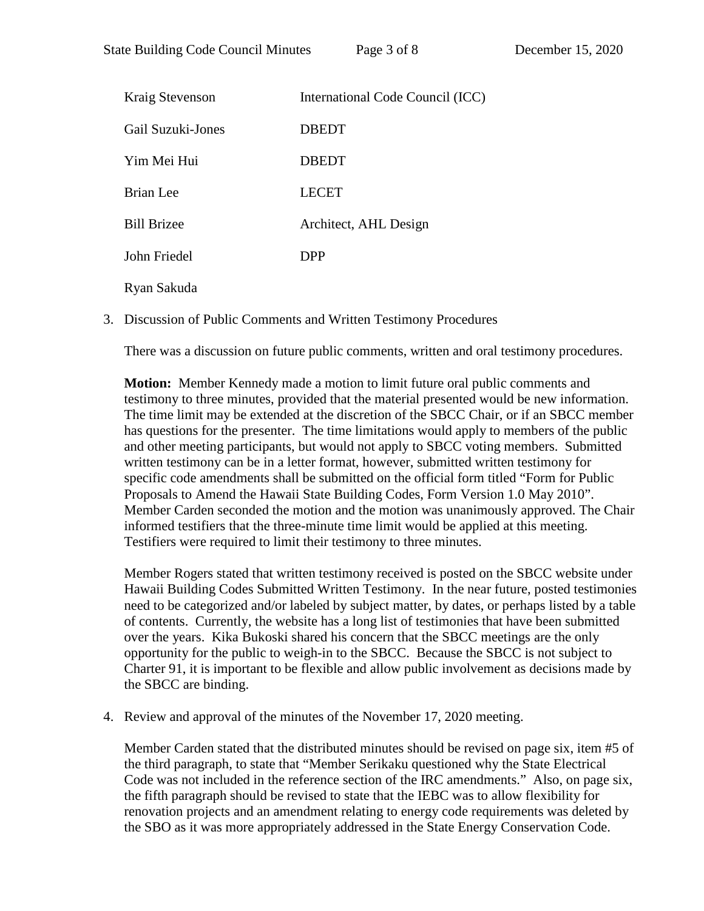| | |
|---|---|
| Kraig Stevenson | International Code Council (ICC) |
| Gail Suzuki-Jones | DBEDT |
| Yim Mei Hui | DBEDT |
| Brian Lee | LECET |
| Bill Brizee | Architect, AHL Design |
| John Friedel | DPP |
| Ryan Sakuda | |

3. Discussion of Public Comments and Written Testimony Procedures

   There was a discussion on future public comments, written and oral testimony procedures.

   **Motion:** Member Kennedy made a motion to limit future oral public comments and testimony to three minutes, provided that the material presented would be new information. The time limit may be extended at the discretion of the SBCC Chair, or if an SBCC member has questions for the presenter. The time limitations would apply to members of the public and other meeting participants, but would not apply to SBCC voting members. Submitted written testimony can be in a letter format, however, submitted written testimony for specific code amendments shall be submitted on the official form titled "Form for Public Proposals to Amend the Hawaii State Building Codes, Form Version 1.0 May 2010". Member Carden seconded the motion and the motion was unanimously approved. The Chair informed testifiers that the three-minute time limit would be applied at this meeting. Testifiers were required to limit their testimony to three minutes.

   Member Rogers stated that written testimony received is posted on the SBCC website under Hawaii Building Codes Submitted Written Testimony. In the near future, posted testimonies need to be categorized and/or labeled by subject matter, by dates, or perhaps listed by a table of contents. Currently, the website has a long list of testimonies that have been submitted over the years. Kika Bukoski shared his concern that the SBCC meetings are the only opportunity for the public to weigh-in to the SBCC. Because the SBCC is not subject to Charter 91, it is important to be flexible and allow public involvement as decisions made by the SBCC are binding.

4. Review and approval of the minutes of the November 17, 2020 meeting.

   Member Carden stated that the distributed minutes should be revised on page six, item #5 of the third paragraph, to state that "Member Serikaku questioned why the State Electrical Code was not included in the reference section of the IRC amendments." Also, on page six, the fifth paragraph should be revised to state that the IEBC was to allow flexibility for renovation projects and an amendment relating to energy code requirements was deleted by the SBO as it was more appropriately addressed in the State Energy Conservation Code.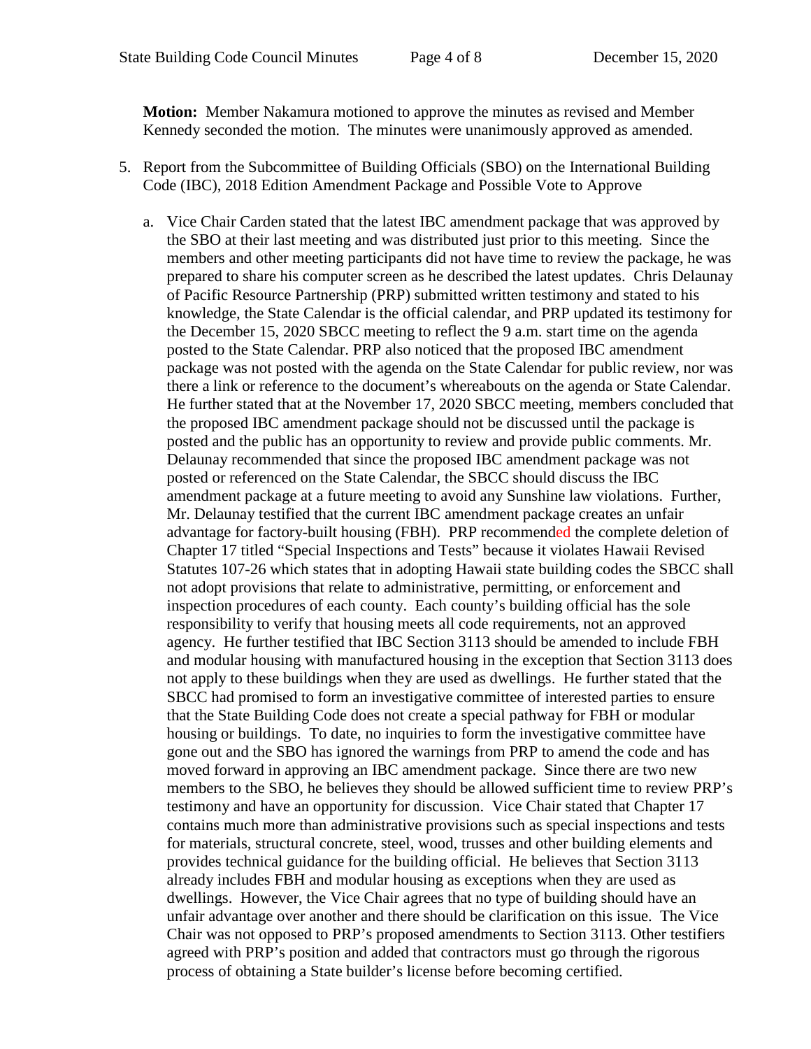**Motion:** Member Nakamura motioned to approve the minutes as revised and Member Kennedy seconded the motion. The minutes were unanimously approved as amended.

5. Report from the Subcommittee of Building Officials (SBO) on the International Building Code (IBC), 2018 Edition Amendment Package and Possible Vote to Approve

   a. Vice Chair Carden stated that the latest IBC amendment package that was approved by the SBO at their last meeting and was distributed just prior to this meeting. Since the members and other meeting participants did not have time to review the package, he was prepared to share his computer screen as he described the latest updates. Chris Delaunay of Pacific Resource Partnership (PRP) submitted written testimony and stated to his knowledge, the State Calendar is the official calendar, and PRP updated its testimony for the December 15, 2020 SBCC meeting to reflect the 9 a.m. start time on the agenda posted to the State Calendar. PRP also noticed that the proposed IBC amendment package was not posted with the agenda on the State Calendar for public review, nor was there a link or reference to the document's whereabouts on the agenda or State Calendar. He further stated that at the November 17, 2020 SBCC meeting, members concluded that the proposed IBC amendment package should not be discussed until the package is posted and the public has an opportunity to review and provide public comments. Mr. Delaunay recommended that since the proposed IBC amendment package was not posted or referenced on the State Calendar, the SBCC should discuss the IBC amendment package at a future meeting to avoid any Sunshine law violations. Further, Mr. Delaunay testified that the current IBC amendment package creates an unfair advantage for factory-built housing (FBH). PRP recommended the complete deletion of Chapter 17 titled "Special Inspections and Tests" because it violates Hawaii Revised Statutes 107-26 which states that in adopting Hawaii state building codes the SBCC shall not adopt provisions that relate to administrative, permitting, or enforcement and inspection procedures of each county. Each county's building official has the sole responsibility to verify that housing meets all code requirements, not an approved agency. He further testified that IBC Section 3113 should be amended to include FBH and modular housing with manufactured housing in the exception that Section 3113 does not apply to these buildings when they are used as dwellings. He further stated that the SBCC had promised to form an investigative committee of interested parties to ensure that the State Building Code does not create a special pathway for FBH or modular housing or buildings. To date, no inquiries to form the investigative committee have gone out and the SBO has ignored the warnings from PRP to amend the code and has moved forward in approving an IBC amendment package. Since there are two new members to the SBO, he believes they should be allowed sufficient time to review PRP's testimony and have an opportunity for discussion. Vice Chair stated that Chapter 17 contains much more than administrative provisions such as special inspections and tests for materials, structural concrete, steel, wood, trusses and other building elements and provides technical guidance for the building official. He believes that Section 3113 already includes FBH and modular housing as exceptions when they are used as dwellings. However, the Vice Chair agrees that no type of building should have an unfair advantage over another and there should be clarification on this issue. The Vice Chair was not opposed to PRP's proposed amendments to Section 3113. Other testifiers agreed with PRP's position and added that contractors must go through the rigorous process of obtaining a State builder's license before becoming certified.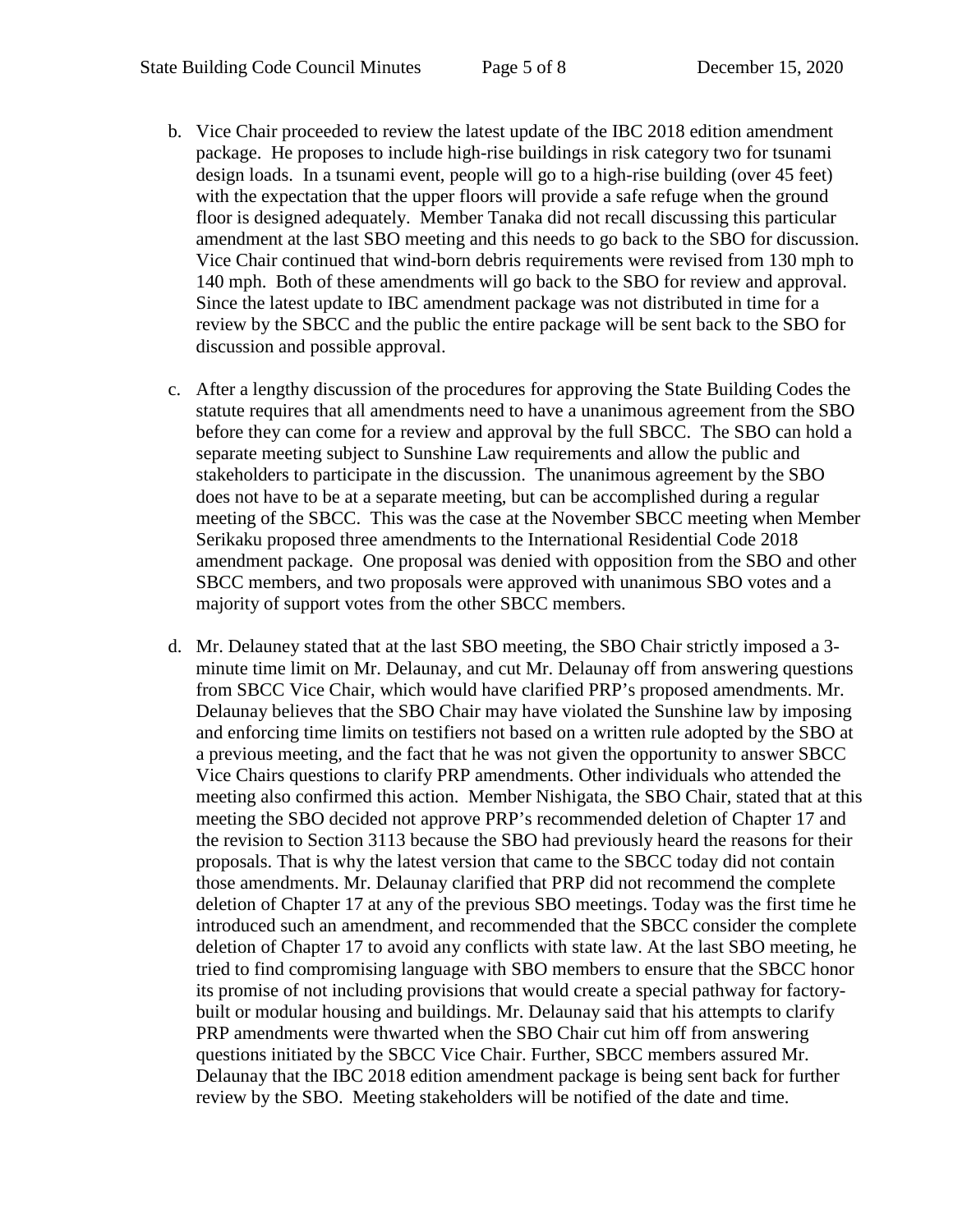b. Vice Chair proceeded to review the latest update of the IBC 2018 edition amendment package. He proposes to include high-rise buildings in risk category two for tsunami design loads. In a tsunami event, people will go to a high-rise building (over 45 feet) with the expectation that the upper floors will provide a safe refuge when the ground floor is designed adequately. Member Tanaka did not recall discussing this particular amendment at the last SBO meeting and this needs to go back to the SBO for discussion. Vice Chair continued that wind-born debris requirements were revised from 130 mph to 140 mph. Both of these amendments will go back to the SBO for review and approval. Since the latest update to IBC amendment package was not distributed in time for a review by the SBCC and the public the entire package will be sent back to the SBO for discussion and possible approval.

c. After a lengthy discussion of the procedures for approving the State Building Codes the statute requires that all amendments need to have a unanimous agreement from the SBO before they can come for a review and approval by the full SBCC. The SBO can hold a separate meeting subject to Sunshine Law requirements and allow the public and stakeholders to participate in the discussion. The unanimous agreement by the SBO does not have to be at a separate meeting, but can be accomplished during a regular meeting of the SBCC. This was the case at the November SBCC meeting when Member Serikaku proposed three amendments to the International Residential Code 2018 amendment package. One proposal was denied with opposition from the SBO and other SBCC members, and two proposals were approved with unanimous SBO votes and a majority of support votes from the other SBCC members.

d. Mr. Delauney stated that at the last SBO meeting, the SBO Chair strictly imposed a 3-minute time limit on Mr. Delaunay, and cut Mr. Delaunay off from answering questions from SBCC Vice Chair, which would have clarified PRP's proposed amendments. Mr. Delaunay believes that the SBO Chair may have violated the Sunshine law by imposing and enforcing time limits on testifiers not based on a written rule adopted by the SBO at a previous meeting, and the fact that he was not given the opportunity to answer SBCC Vice Chairs questions to clarify PRP amendments. Other individuals who attended the meeting also confirmed this action. Member Nishigata, the SBO Chair, stated that at this meeting the SBO decided not approve PRP's recommended deletion of Chapter 17 and the revision to Section 3113 because the SBO had previously heard the reasons for their proposals. That is why the latest version that came to the SBCC today did not contain those amendments. Mr. Delaunay clarified that PRP did not recommend the complete deletion of Chapter 17 at any of the previous SBO meetings. Today was the first time he introduced such an amendment, and recommended that the SBCC consider the complete deletion of Chapter 17 to avoid any conflicts with state law. At the last SBO meeting, he tried to find compromising language with SBO members to ensure that the SBCC honor its promise of not including provisions that would create a special pathway for factory-built or modular housing and buildings. Mr. Delaunay said that his attempts to clarify PRP amendments were thwarted when the SBO Chair cut him off from answering questions initiated by the SBCC Vice Chair. Further, SBCC members assured Mr. Delaunay that the IBC 2018 edition amendment package is being sent back for further review by the SBO. Meeting stakeholders will be notified of the date and time.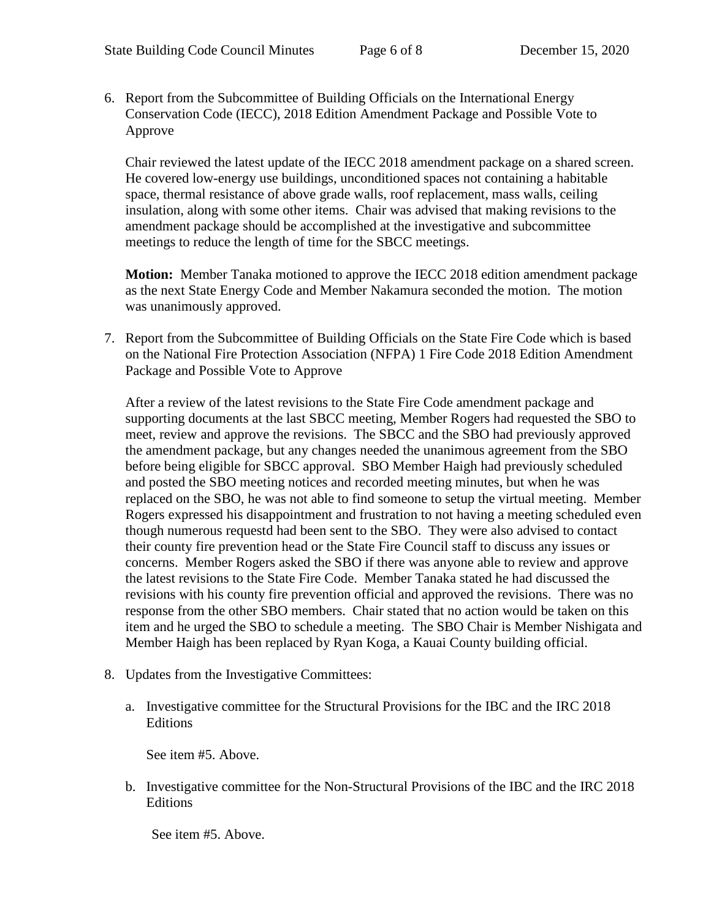6. Report from the Subcommittee of Building Officials on the International Energy Conservation Code (IECC), 2018 Edition Amendment Package and Possible Vote to Approve

   Chair reviewed the latest update of the IECC 2018 amendment package on a shared screen. He covered low-energy use buildings, unconditioned spaces not containing a habitable space, thermal resistance of above grade walls, roof replacement, mass walls, ceiling insulation, along with some other items. Chair was advised that making revisions to the amendment package should be accomplished at the investigative and subcommittee meetings to reduce the length of time for the SBCC meetings.

   **Motion:** Member Tanaka motioned to approve the IECC 2018 edition amendment package as the next State Energy Code and Member Nakamura seconded the motion. The motion was unanimously approved.

7. Report from the Subcommittee of Building Officials on the State Fire Code which is based on the National Fire Protection Association (NFPA) 1 Fire Code 2018 Edition Amendment Package and Possible Vote to Approve

   After a review of the latest revisions to the State Fire Code amendment package and supporting documents at the last SBCC meeting, Member Rogers had requested the SBO to meet, review and approve the revisions. The SBCC and the SBO had previously approved the amendment package, but any changes needed the unanimous agreement from the SBO before being eligible for SBCC approval. SBO Member Haigh had previously scheduled and posted the SBO meeting notices and recorded meeting minutes, but when he was replaced on the SBO, he was not able to find someone to setup the virtual meeting. Member Rogers expressed his disappointment and frustration to not having a meeting scheduled even though numerous requestd had been sent to the SBO. They were also advised to contact their county fire preventiond head or the State Fire Council staff to discuss any issues or concerns. Member Rogers asked the SBO if there was anyone able to review and approve the latest revisions to the State Fire Code. Member Tanaka stated he had discussed the revisions with his county fire prevention official and approved the revisions. There was no response from the other SBO members. Chair stated that no action would be taken on this item and he urged the SBO to schedule a meeting. The SBO Chair is Member Nishigata and Member Haigh has been replaced by Ryan Koga, a Kauai County building official.

8. Updates from the Investigative Committees:

   a. Investigative committee for the Structural Provisions for the IBC and the IRC 2018 Editions

      See item #5. Above.

   b. Investigative committee for the Non-Structural Provisions of the IBC and the IRC 2018 Editions

      See item #5. Above.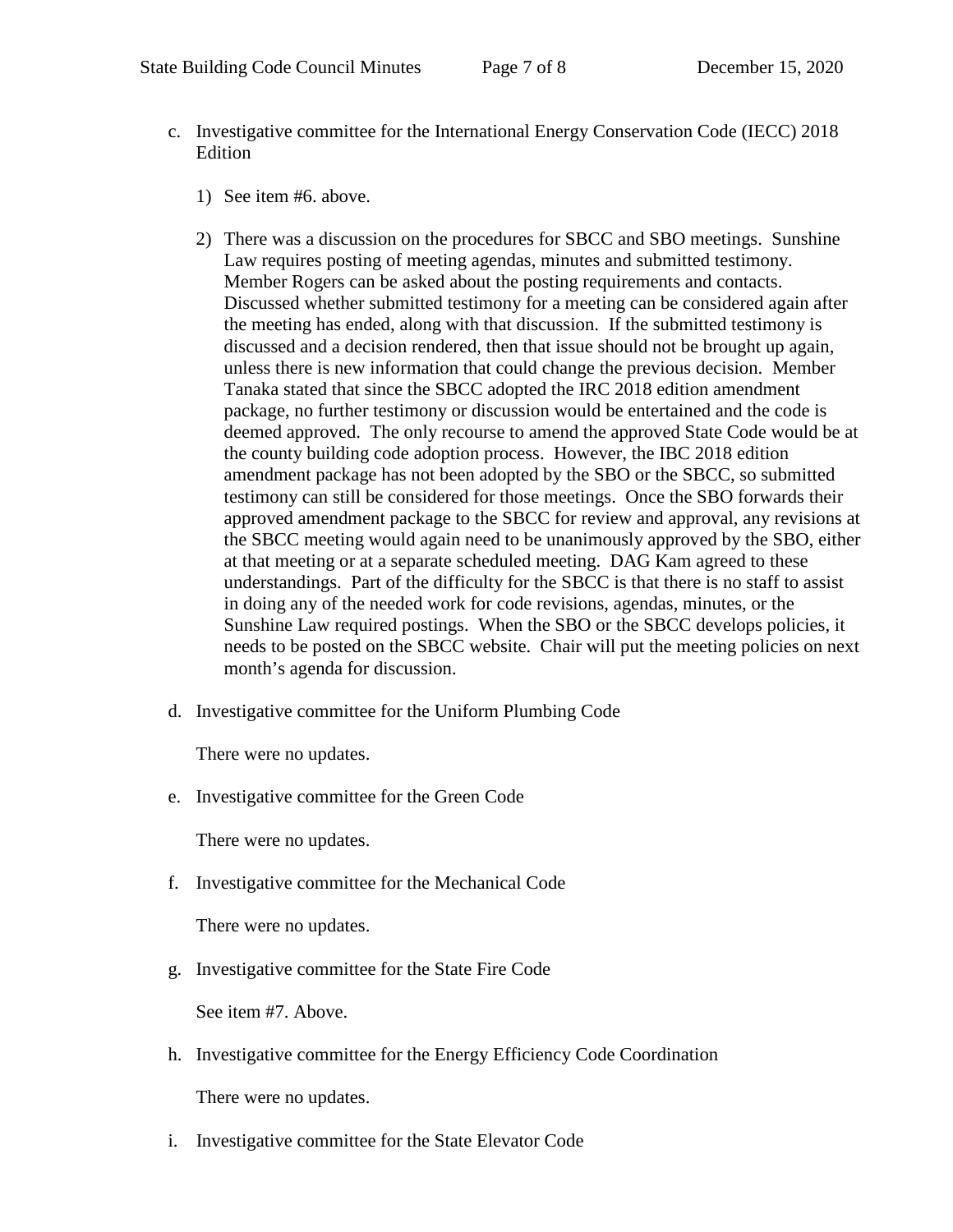c. Investigative committee for the International Energy Conservation Code (IECC) 2018 Edition

   1) See item #6. above.

   2) There was a discussion on the procedures for SBCC and SBO meetings. Sunshine Law requires posting of meeting agendas, minutes and submitted testimony. Member Rogers can be asked about the posting requirements and contacts. Discussed whether submitted testimony for a meeting can be considered again after the meeting has ended, along with that discussion. If the submitted testimony is discussed and a decision rendered, then that issue should not be brought up again, unless there is new information that could change the previous decision. Member Tanaka stated that since the SBCC adopted the IRC 2018 edition amendment package, no further testimony or discussion would be entertained and the code is deemed approved. The only recourse to amend the approved State Code would be at the county building code adoption process. However, the IBC 2018 edition amendment package has not been adopted by the SBO or the SBCC, so submitted testimony can still be considered for those meetings. Once the SBO forwards their approved amendment package to the SBCC for review and approval, any revisions at the SBCC meeting would again need to be unanimously approved by the SBO, either at that meeting or at a separate scheduled meeting. DAG Kam agreed to these understandings. Part of the difficulty for the SBCC is that there is no staff to assist in doing any of the needed work for code revisions, agendas, minutes, or the Sunshine Law required postings. When the SBO or the SBCC develops policies, it needs to be posted on the SBCC website. Chair will put the meeting policies on next month's agenda for discussion.

d. Investigative committee for the Uniform Plumbing Code

   There were no updates.

e. Investigative committee for the Green Code

   There were no updates.

f. Investigative committee for the Mechanical Code

   There were no updates.

g. Investigative committee for the State Fire Code

   See item #7. Above.

h. Investigative committee for the Energy Efficiency Code Coordination

   There were no updates.

i. Investigative committee for the State Elevator Code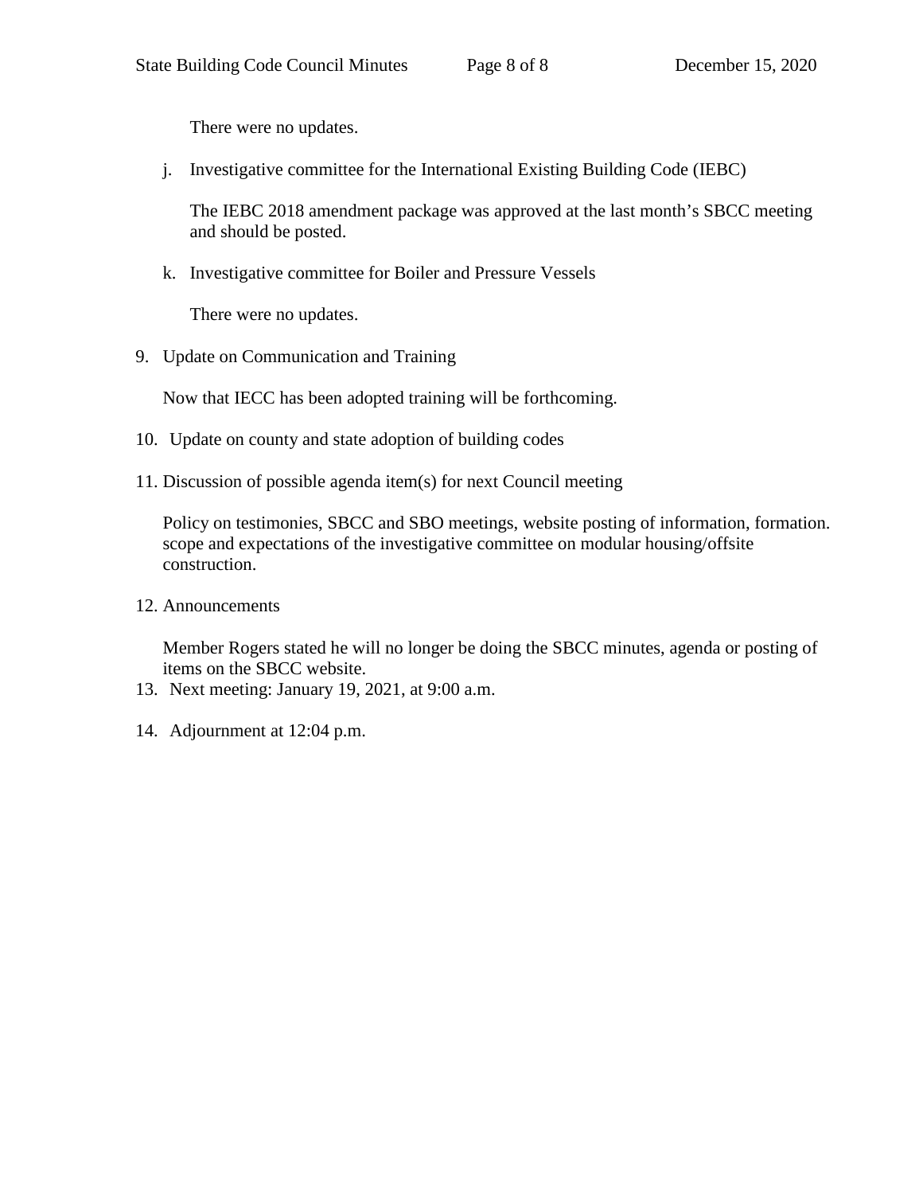There were no updates.

j. Investigative committee for the International Existing Building Code (IEBC)

   The IEBC 2018 amendment package was approved at the last month's SBCC meeting and should be posted.

k. Investigative committee for Boiler and Pressure Vessels

   There were no updates.

9. Update on Communication and Training

   Now that IECC has been adopted training will be forthcoming.

10. Update on county and state adoption of building codes

11. Discussion of possible agenda item(s) for next Council meeting

    Policy on testimonies, SBCC and SBO meetings, website posting of information, formation. scope and expectations of the investigative committee on modular housing/offsite construction.

12. Announcements

    Member Rogers stated he will no longer be doing the SBCC minutes, agenda or posting of items on the SBCC website.

13. Next meeting: January 19, 2021, at 9:00 a.m.

14. Adjournment at 12:04 p.m.